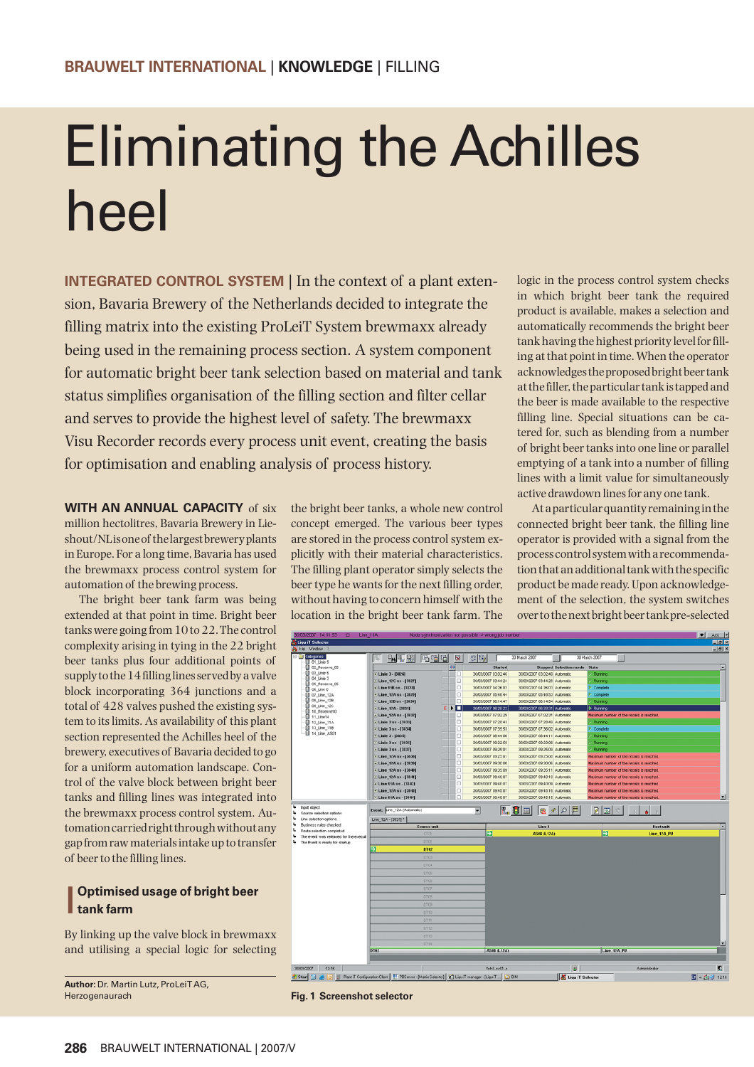# Eliminating the Achilles heel

**INTEGRATED CONTROL SYSTEM** | In the context of a plant extension, Bavaria Brewery of the Netherlands decided to integrate the filling matrix into the existing ProLeiT System brewmaxx already being used in the remaining process section. A system component for automatic bright beer tank selection based on material and tank status simplifies organisation of the filling section and filter cellar and serves to provide the highest level of safety. The brewmaxx Visu Recorder records every process unit event, creating the basis for optimisation and enabling analysis of process history.

**WITH AN ANNUAL CAPACITY** of six million hectolitres, Bavaria Brewery in Lieshout/NL is one of the largest brewery plants in Europe. For a long time, Bavaria has used the brewmaxx process control system for automation of the brewing process.

The bright beer tank farm was being extended at that point in time. Bright beer tanks were going from 10 to 22. The control complexity arising in tying in the 22 bright beer tanks plus four additional points of supply to the 14 filling lines served by a valve block incorporating 364 junctions and a total of 428 valves pushed the existing system to its limits. As availability of this plant section represented the Achilles heel of the brewery, executives of Bavaria decided to go for a uniform automation landscape. Control of the valve block between bright beer tanks and filling lines was integrated into the brewmaxx process control system. Automation carried right through without any gap from raw materials intake up to transfer of beer to the filling lines.

## Optimised usage of bright beer tank farm

By linking up the valve block in brewmaxx and utilising a special logic for selecting the bright beer tanks, a whole new control concept emerged. The various beer types are stored in the process control system explicitly with their material characteristics. The filling plant operator simply selects the beer type he wants for the next filling order, without having to concern himself with the location in the bright beer tank farm. The logic in the process control system checks in which bright beer tank the required product is available, makes a selection and automatically recommends the bright beer tank having the highest priority level for filling at that point in time. When the operator acknowledges the proposed bright beer tank at the filler, the particular tank is tapped and the beer is made available to the respective filling line. Special situations can be catered for, such as blending from a number of bright beer tanks into one line or parallel emptying of a tank into a number of filling lines with a limit value for simultaneously active drawdown lines for any one tank.

At a particular quantity remaining in the connected bright beer tank, the filling line operator is provided with a signal from the process control system with a recommendation that an additional tank with the specific product be made ready. Upon acknowledgement of the selection, the system switches over to the next bright beer tank pre-selected

Fig. 1 Screenshot selector

**Author:** Dr. Martin Lutz, ProLeiT AG, Herzogenaurach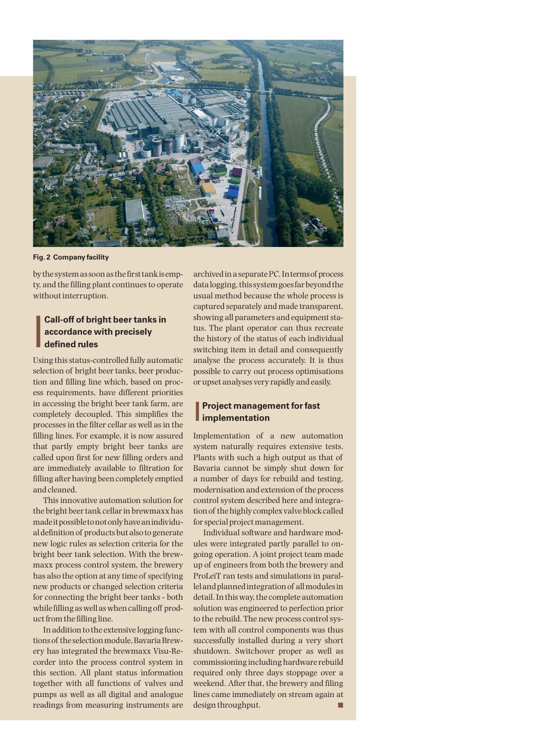Fig. 2 Company facility

by the system as soon as the first tank is empty, and the filling plant continues to operate without interruption.

## Call-off of bright beer tanks in accordance with precisely defined rules

Using this status-controlled fully automatic selection of bright beer tanks, beer production and filling line which, based on process requirements, have different priorities in accessing the bright beer tank farm, are completely decoupled. This simplifies the processes in the filter cellar as well as in the filling lines. For example, it is now assured that partly empty bright beer tanks are called upon first for new filling orders and are immediately available to filtration for filling after having been completely emptied and cleaned.

This innovative automation solution for the bright beer tank cellar in brewmaxx has made it possible to not only have an individual definition of products but also to generate new logic rules as selection criteria for the bright beer tank selection. With the brewmaxx process control system, the brewery has also the option at any time of specifying new products or changed selection criteria for connecting the bright beer tanks - both while filling as well as when calling off product from the filling line.

In addition to the extensive logging functions of the selection module, Bavaria Brewery has integrated the brewmaxx Visu-Recorder into the process control system in this section. All plant status information together with all functions of valves and pumps as well as all digital and analogue readings from measuring instruments are archived in a separate PC. In terms of process data logging, this system goes far beyond the usual method because the whole process is captured separately and made transparent, showing all parameters and equipment status. The plant operator can thus recreate the history of the status of each individual switching item in detail and consequently analyse the process accurately. It is thus possible to carry out process optimisations or upset analyses very rapidly and easily.

## Project management for fast implementation

Implementation of a new automation system naturally requires extensive tests. Plants with such a high output as that of Bavaria cannot be simply shut down for a number of days for rebuild and testing, modernisation and extension of the process control system described here and integration of the highly complex valve block called for special project management.

Individual software and hardware modules were integrated partly parallel to ongoing operation. A joint project team made up of engineers from both the brewery and ProLeiT ran tests and simulations in parallel and planned integration of all modules in detail. In this way, the complete automation solution was engineered to perfection prior to the rebuild. The new process control system with all control components was thus successfully installed during a very short shutdown. Switchover proper as well as commissioning including hardware rebuild required only three days stoppage over a weekend. After that, the brewery and filing lines came immediately on stream again at design throughput.